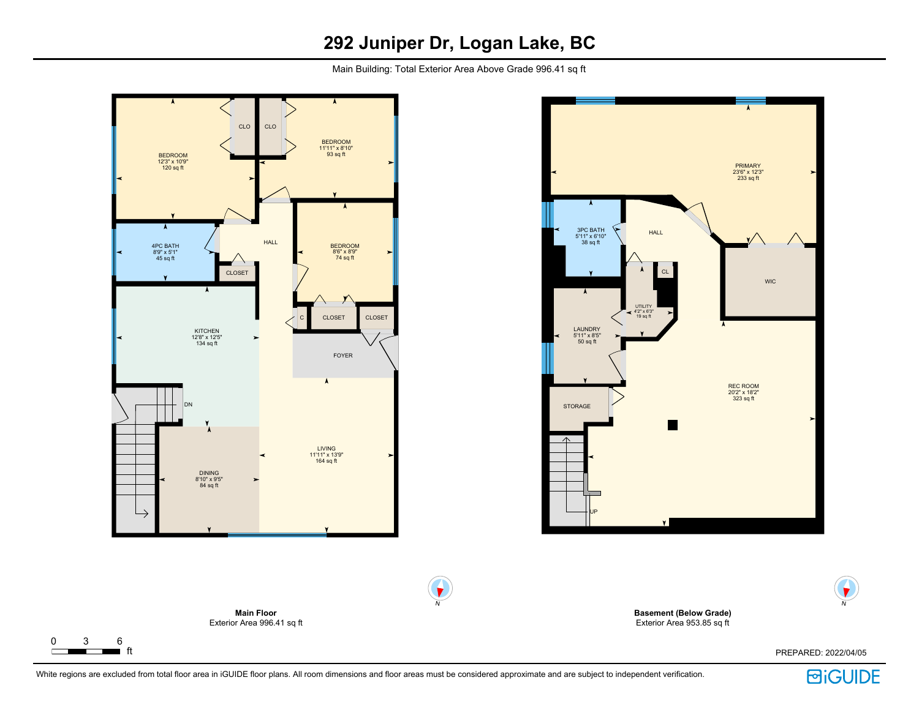# 292 Juniper Dr, Logan Lake, BC

Main Building: Total Exterior Area Above Grade 996.41 sq ft

## Main Floor

BEDROOM
12'3" x 10'9"
120 sq ft

CLO

CLO

BEDROOM
11'11" x 8'10"
93 sq ft

4PC BATH
8'9" x 5'1"
45 sq ft

HALL

CLOSET

BEDROOM
8'6" x 8'9"
74 sq ft

KITCHEN
12'8" x 12'5"
134 sq ft

C

CLOSET

CLOSET

FOYER

DN

DINING
8'10" x 9'5"
84 sq ft

LIVING
11'11" x 13'9"
164 sq ft

N

**Main Floor**
Exterior Area 996.41 sq ft

## Basement (Below Grade)

PRIMARY
23'6" x 12'3"
233 sq ft

3PC BATH
5'11" x 6'10"
38 sq ft

HALL

CL

WIC

UTILITY
4'2" x 6'3"
19 sq ft

LAUNDRY
5'11" x 8'5"
50 sq ft

REC ROOM
20'2" x 18'2"
323 sq ft

STORAGE

UP

N

**Basement (Below Grade)**
Exterior Area 953.85 sq ft

0 3 6 ft

PREPARED: 2022/04/05

White regions are excluded from total floor area in iGUIDE floor plans. All room dimensions and floor areas must be considered approximate and are subject to independent verification.

iGUIDE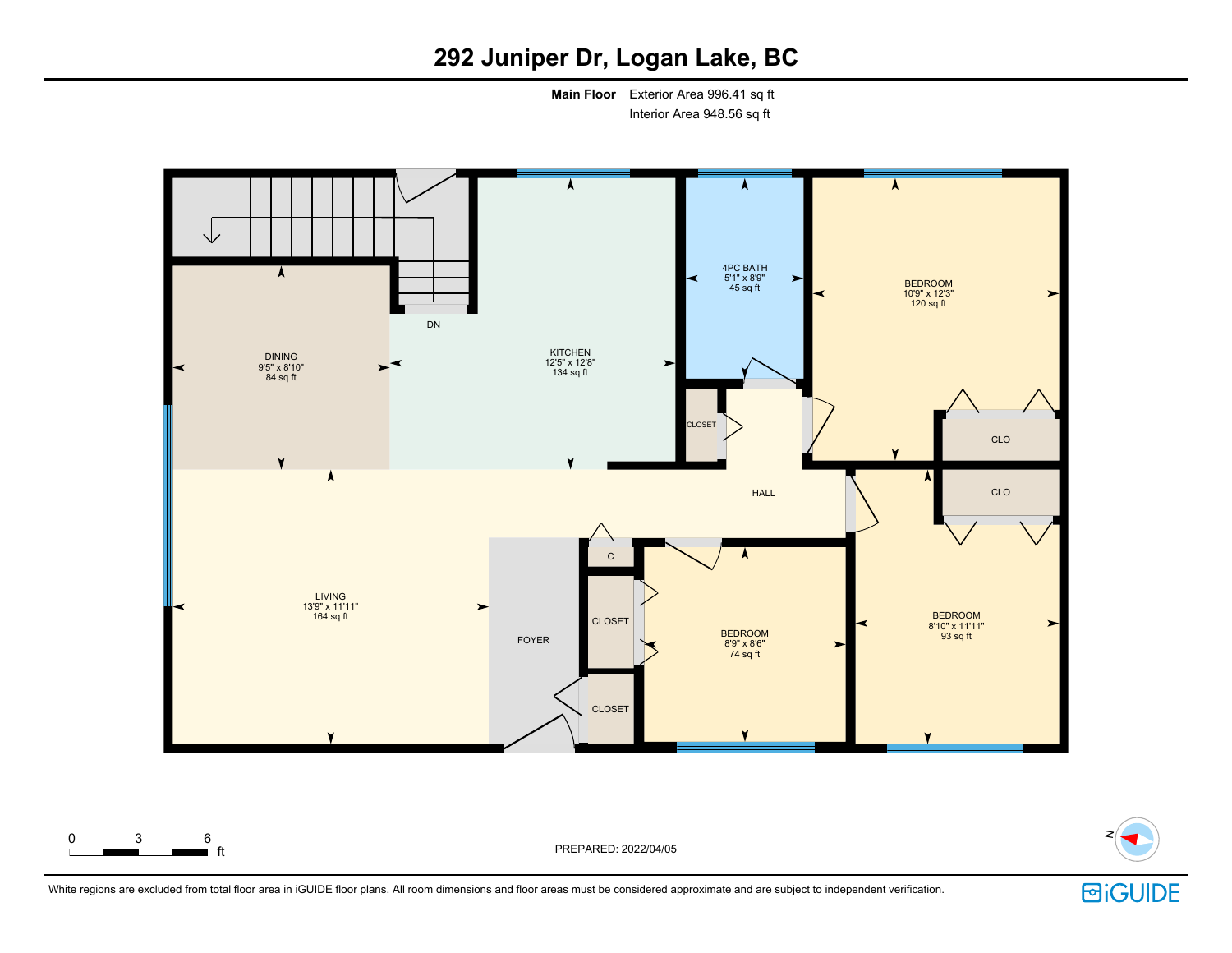# 292 Juniper Dr, Logan Lake, BC

**Main Floor** Exterior Area 996.41 sq ft
Interior Area 948.56 sq ft

DN

DINING
9'5" x 8'10"
84 sq ft

KITCHEN
12'5" x 12'8"
134 sq ft

4PC BATH
5'1" x 8'9"
45 sq ft

BEDROOM
10'9" x 12'3"
120 sq ft

CLOSET

CLO

CLO

HALL

LIVING
13'9" x 11'11"
164 sq ft

FOYER

C

CLOSET

CLOSET

BEDROOM
8'9" x 8'6"
74 sq ft

BEDROOM
8'10" x 11'11"
93 sq ft

0 3 6 ft

PREPARED: 2022/04/05

N

White regions are excluded from total floor area in iGUIDE floor plans. All room dimensions and floor areas must be considered approximate and are subject to independent verification.

iGUIDE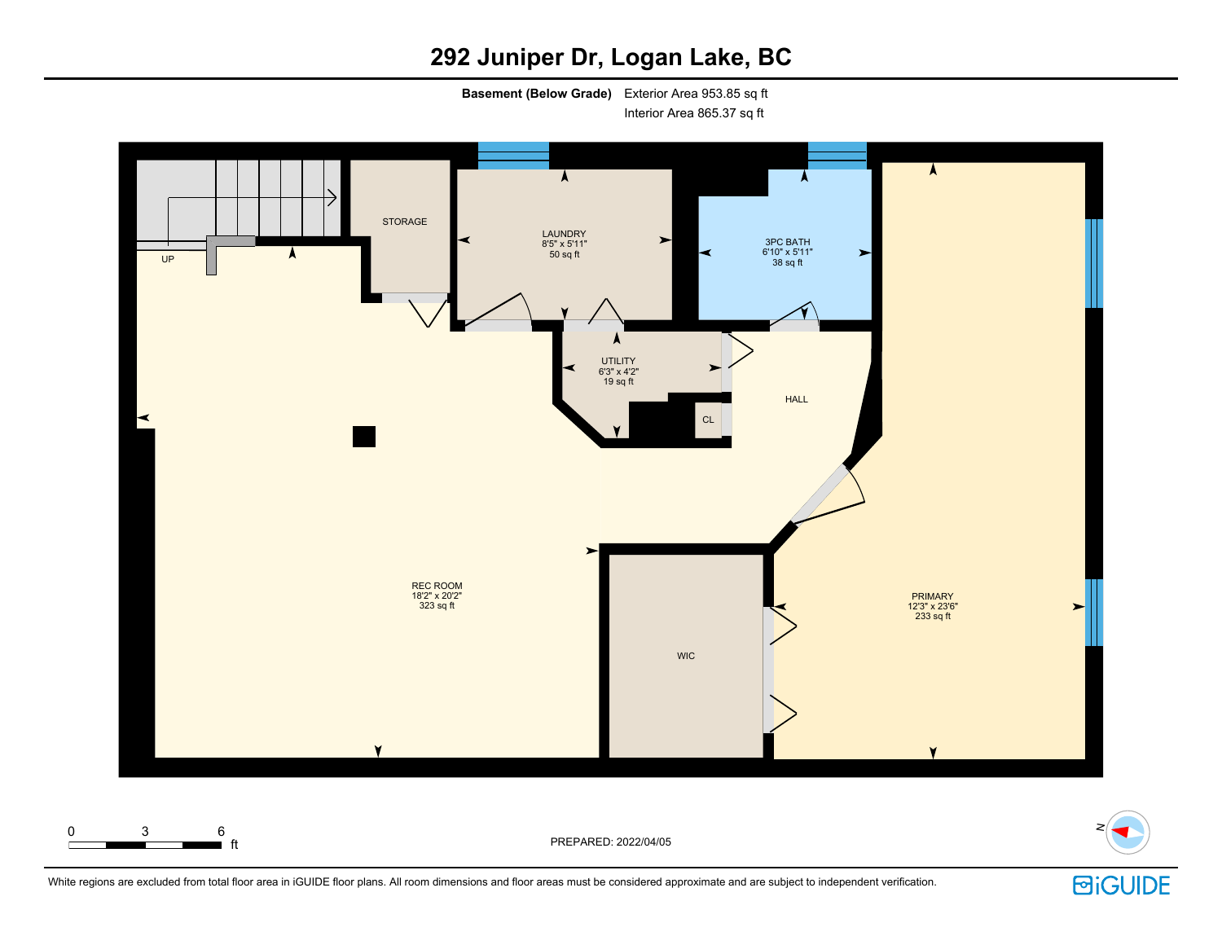# 292 Juniper Dr, Logan Lake, BC

**Basement (Below Grade)** Exterior Area 953.85 sq ft
Interior Area 865.37 sq ft

STORAGE

LAUNDRY
8'5" x 5'11"
50 sq ft

3PC BATH
6'10" x 5'11"
38 sq ft

UP

UTILITY
6'3" x 4'2"
19 sq ft

HALL

CL

REC ROOM
18'2" x 20'2"
323 sq ft

WIC

PRIMARY
12'3" x 23'6"
233 sq ft

0 3 6 ft

PREPARED: 2022/04/05

White regions are excluded from total floor area in iGUIDE floor plans. All room dimensions and floor areas must be considered approximate and are subject to independent verification.

iGUIDE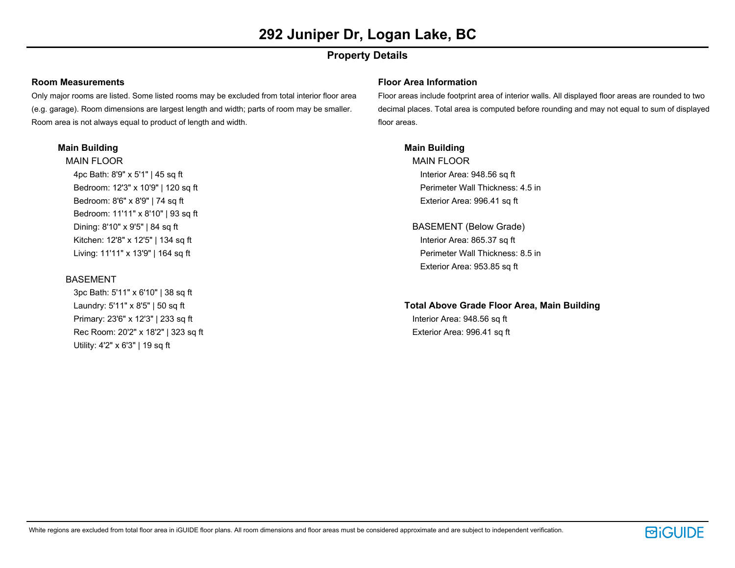# 292 Juniper Dr, Logan Lake, BC

## Property Details

### Room Measurements

Only major rooms are listed. Some listed rooms may be excluded from total interior floor area (e.g. garage). Room dimensions are largest length and width; parts of room may be smaller. Room area is not always equal to product of length and width.

#### Main Building

MAIN FLOOR

- 4pc Bath: 8'9" x 5'1" | 45 sq ft
- Bedroom: 12'3" x 10'9" | 120 sq ft
- Bedroom: 8'6" x 8'9" | 74 sq ft
- Bedroom: 11'11" x 8'10" | 93 sq ft
- Dining: 8'10" x 9'5" | 84 sq ft
- Kitchen: 12'8" x 12'5" | 134 sq ft
- Living: 11'11" x 13'9" | 164 sq ft

BASEMENT

- 3pc Bath: 5'11" x 6'10" | 38 sq ft
- Laundry: 5'11" x 8'5" | 50 sq ft
- Primary: 23'6" x 12'3" | 233 sq ft
- Rec Room: 20'2" x 18'2" | 323 sq ft
- Utility: 4'2" x 6'3" | 19 sq ft

### Floor Area Information

Floor areas include footprint area of interior walls. All displayed floor areas are rounded to two decimal places. Total area is computed before rounding and may not equal to sum of displayed floor areas.

#### Main Building

MAIN FLOOR

- Interior Area: 948.56 sq ft
- Perimeter Wall Thickness: 4.5 in
- Exterior Area: 996.41 sq ft

BASEMENT (Below Grade)

- Interior Area: 865.37 sq ft
- Perimeter Wall Thickness: 8.5 in
- Exterior Area: 953.85 sq ft

#### Total Above Grade Floor Area, Main Building

- Interior Area: 948.56 sq ft
- Exterior Area: 996.41 sq ft

White regions are excluded from total floor area in iGUIDE floor plans. All room dimensions and floor areas must be considered approximate and are subject to independent verification.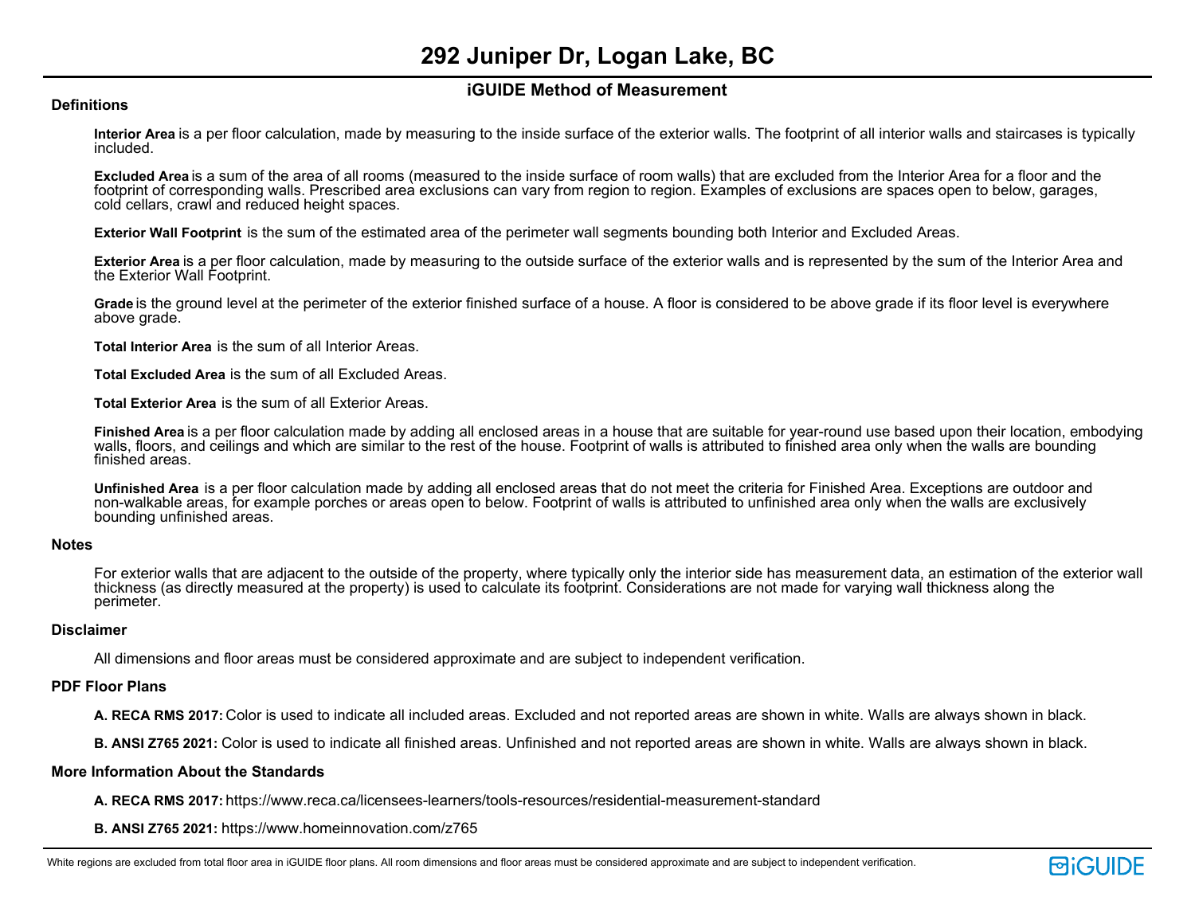# 292 Juniper Dr, Logan Lake, BC

## iGUIDE Method of Measurement

### Definitions

**Interior Area** is a per floor calculation, made by measuring to the inside surface of the exterior walls. The footprint of all interior walls and staircases is typically included.

**Excluded Area** is a sum of the area of all rooms (measured to the inside surface of room walls) that are excluded from the Interior Area for a floor and the footprint of corresponding walls. Prescribed area exclusions can vary from region to region. Examples of exclusions are spaces open to below, garages, cold cellars, crawl and reduced height spaces.

**Exterior Wall Footprint** is the sum of the estimated area of the perimeter wall segments bounding both Interior and Excluded Areas.

**Exterior Area** is a per floor calculation, made by measuring to the outside surface of the exterior walls and is represented by the sum of the Interior Area and the Exterior Wall Footprint.

**Grade** is the ground level at the perimeter of the exterior finished surface of a house. A floor is considered to be above grade if its floor level is everywhere above grade.

**Total Interior Area** is the sum of all Interior Areas.

**Total Excluded Area** is the sum of all Excluded Areas.

**Total Exterior Area** is the sum of all Exterior Areas.

**Finished Area** is a per floor calculation made by adding all enclosed areas in a house that are suitable for year-round use based upon their location, embodying walls, floors, and ceilings and which are similar to the rest of the house. Footprint of walls is attributed to finished area only when the walls are bounding finished areas.

**Unfinished Area** is a per floor calculation made by adding all enclosed areas that do not meet the criteria for Finished Area. Exceptions are outdoor and non-walkable areas, for example porches or areas open to below. Footprint of walls is attributed to unfinished area only when the walls are exclusively bounding unfinished areas.

### Notes

For exterior walls that are adjacent to the outside of the property, where typically only the interior side has measurement data, an estimation of the exterior wall thickness (as directly measured at the property) is used to calculate its footprint. Considerations are not made for varying wall thickness along the perimeter.

### Disclaimer

All dimensions and floor areas must be considered approximate and are subject to independent verification.

### PDF Floor Plans

**A. RECA RMS 2017:** Color is used to indicate all included areas. Excluded and not reported areas are shown in white. Walls are always shown in black.

**B. ANSI Z765 2021:** Color is used to indicate all finished areas. Unfinished and not reported areas are shown in white. Walls are always shown in black.

### More Information About the Standards

**A. RECA RMS 2017:** https://www.reca.ca/licensees-learners/tools-resources/residential-measurement-standard

**B. ANSI Z765 2021:** https://www.homeinnovation.com/z765

White regions are excluded from total floor area in iGUIDE floor plans. All room dimensions and floor areas must be considered approximate and are subject to independent verification.